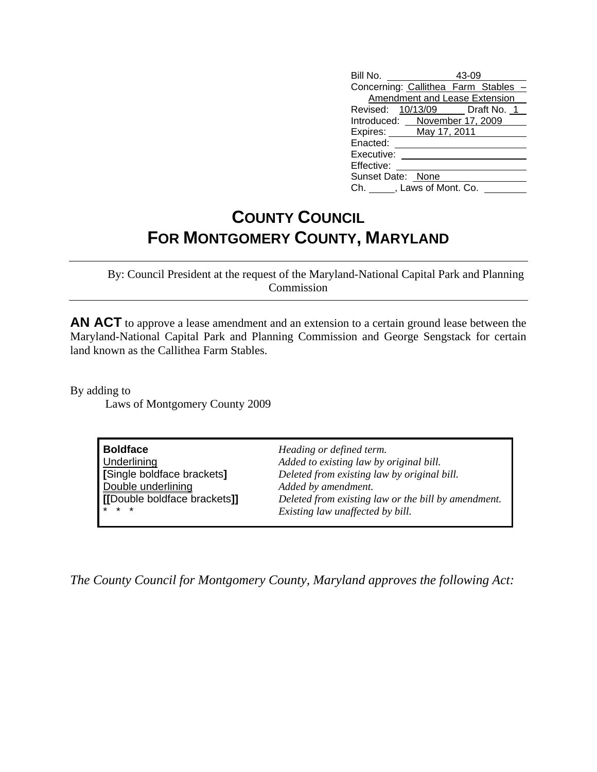| | |
|---|---|
| Bill No. | 43-09 |
| Concerning: | Callithea Farm Stables – Amendment and Lease Extension |
| Revised: | 10/13/09 Draft No. 1 |
| Introduced: | November 17, 2009 |
| Expires: | May 17, 2011 |
| Enacted: | |
| Executive: | |
| Effective: | |
| Sunset Date: | None |
| Ch. | , Laws of Mont. Co. |

# COUNTY COUNCIL
# FOR MONTGOMERY COUNTY, MARYLAND

By: Council President at the request of the Maryland-National Capital Park and Planning Commission

**AN ACT** to approve a lease amendment and an extension to a certain ground lease between the Maryland-National Capital Park and Planning Commission and George Sengstack for certain land known as the Callithea Farm Stables.

By adding to
Laws of Montgomery County 2009

| | |
|---|---|
| **Boldface** | *Heading or defined term.* |
| Underlining | *Added to existing law by original bill.* |
| **[**Single boldface brackets**]** | *Deleted from existing law by original bill.* |
| Double underlining | *Added by amendment.* |
| **[[**Double boldface brackets**]]** | *Deleted from existing law or the bill by amendment.* |
| * * * | *Existing law unaffected by bill.* |

*The County Council for Montgomery County, Maryland approves the following Act:*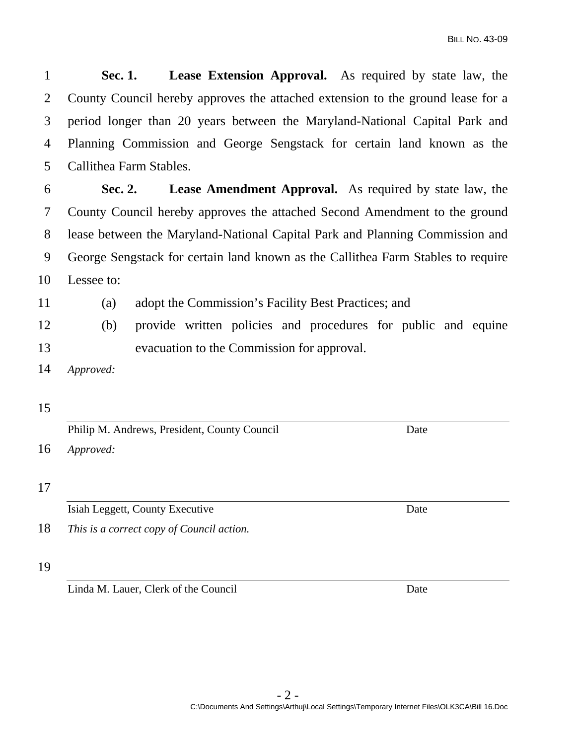**Sec. 1. Lease Extension Approval.** As required by state law, the County Council hereby approves the attached extension to the ground lease for a period longer than 20 years between the Maryland-National Capital Park and Planning Commission and George Sengstack for certain land known as the Callithea Farm Stables.

**Sec. 2. Lease Amendment Approval.** As required by state law, the County Council hereby approves the attached Second Amendment to the ground lease between the Maryland-National Capital Park and Planning Commission and George Sengstack for certain land known as the Callithea Farm Stables to require Lessee to:

(a) adopt the Commission's Facility Best Practices; and

(b) provide written policies and procedures for public and equine evacuation to the Commission for approval.

*Approved:*

Philip M. Andrews, President, County Council    Date

*Approved:*

Isiah Leggett, County Executive    Date

*This is a correct copy of Council action.*

Linda M. Lauer, Clerk of the Council    Date